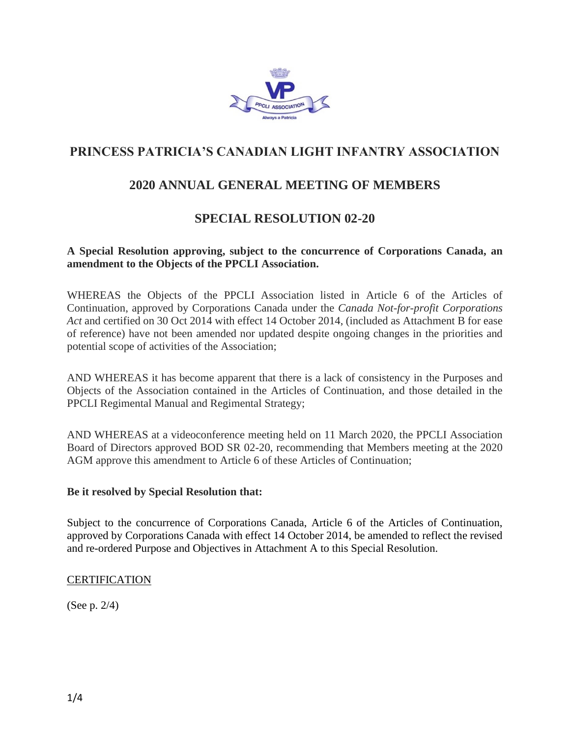# PRINCESS PATRICIA'S CANADIAN LIGHT INFANTRY ASSOCIATION

## 2020 ANNUAL GENERAL MEETING OF MEMBERS

## SPECIAL RESOLUTION 02-20

**A Special Resolution approving, subject to the concurrence of Corporations Canada, an amendment to the Objects of the PPCLI Association.**

WHEREAS the Objects of the PPCLI Association listed in Article 6 of the Articles of Continuation, approved by Corporations Canada under the *Canada Not-for-profit Corporations Act* and certified on 30 Oct 2014 with effect 14 October 2014, (included as Attachment B for ease of reference) have not been amended nor updated despite ongoing changes in the priorities and potential scope of activities of the Association;

AND WHEREAS it has become apparent that there is a lack of consistency in the Purposes and Objects of the Association contained in the Articles of Continuation, and those detailed in the PPCLI Regimental Manual and Regimental Strategy;

AND WHEREAS at a videoconference meeting held on 11 March 2020, the PPCLI Association Board of Directors approved BOD SR 02-20, recommending that Members meeting at the 2020 AGM approve this amendment to Article 6 of these Articles of Continuation;

**Be it resolved by Special Resolution that:**

Subject to the concurrence of Corporations Canada, Article 6 of the Articles of Continuation, approved by Corporations Canada with effect 14 October 2014, be amended to reflect the revised and re-ordered Purpose and Objectives in Attachment A to this Special Resolution.

CERTIFICATION

(See p. 2/4)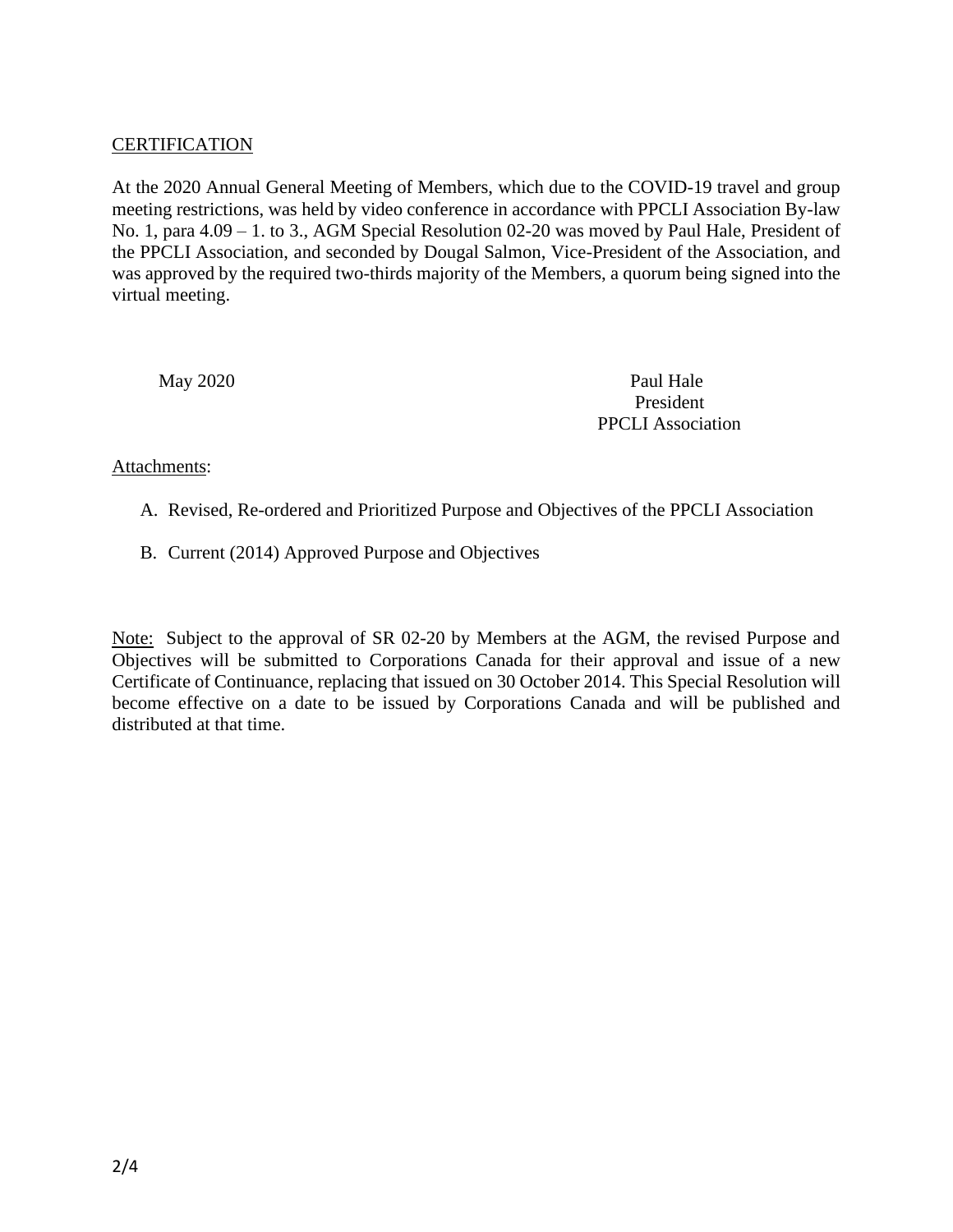CERTIFICATION

At the 2020 Annual General Meeting of Members, which due to the COVID-19 travel and group meeting restrictions, was held by video conference in accordance with PPCLI Association By-law No. 1, para 4.09 – 1. to 3., AGM Special Resolution 02-20 was moved by Paul Hale, President of the PPCLI Association, and seconded by Dougal Salmon, Vice-President of the Association, and was approved by the required two-thirds majority of the Members, a quorum being signed into the virtual meeting.

May 2020

Paul Hale
President
PPCLI Association

Attachments:

A. Revised, Re-ordered and Prioritized Purpose and Objectives of the PPCLI Association

B. Current (2014) Approved Purpose and Objectives

Note: Subject to the approval of SR 02-20 by Members at the AGM, the revised Purpose and Objectives will be submitted to Corporations Canada for their approval and issue of a new Certificate of Continuance, replacing that issued on 30 October 2014. This Special Resolution will become effective on a date to be issued by Corporations Canada and will be published and distributed at that time.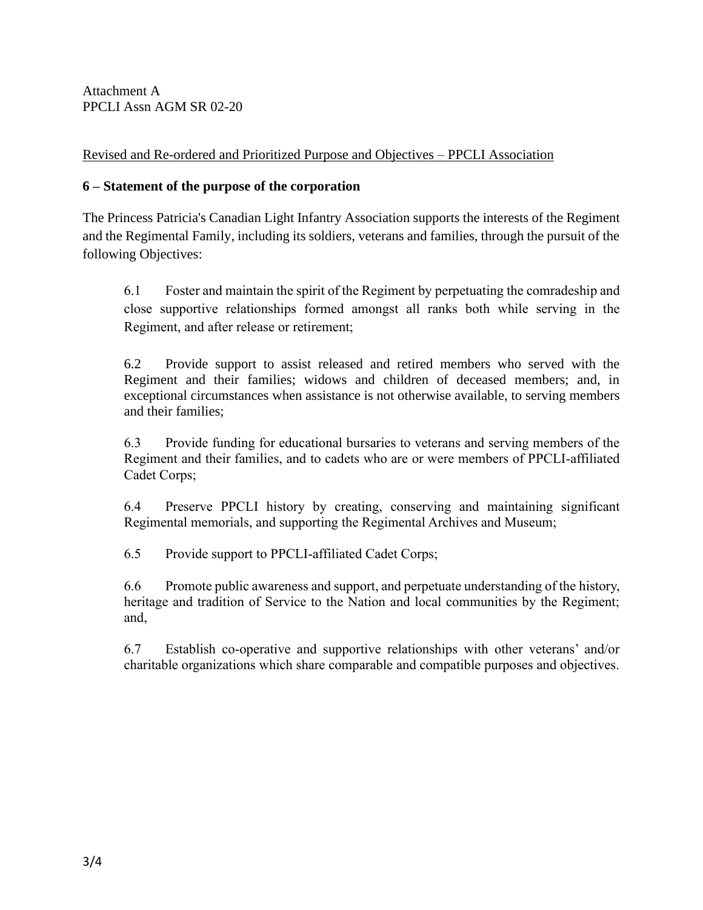Attachment A
PPCLI Assn AGM SR 02-20

Revised and Re-ordered and Prioritized Purpose and Objectives – PPCLI Association

**6 – Statement of the purpose of the corporation**

The Princess Patricia's Canadian Light Infantry Association supports the interests of the Regiment and the Regimental Family, including its soldiers, veterans and families, through the pursuit of the following Objectives:

6.1 Foster and maintain the spirit of the Regiment by perpetuating the comradeship and close supportive relationships formed amongst all ranks both while serving in the Regiment, and after release or retirement;

6.2 Provide support to assist released and retired members who served with the Regiment and their families; widows and children of deceased members; and, in exceptional circumstances when assistance is not otherwise available, to serving members and their families;

6.3 Provide funding for educational bursaries to veterans and serving members of the Regiment and their families, and to cadets who are or were members of PPCLI-affiliated Cadet Corps;

6.4 Preserve PPCLI history by creating, conserving and maintaining significant Regimental memorials, and supporting the Regimental Archives and Museum;

6.5 Provide support to PPCLI-affiliated Cadet Corps;

6.6 Promote public awareness and support, and perpetuate understanding of the history, heritage and tradition of Service to the Nation and local communities by the Regiment; and,

6.7 Establish co-operative and supportive relationships with other veterans' and/or charitable organizations which share comparable and compatible purposes and objectives.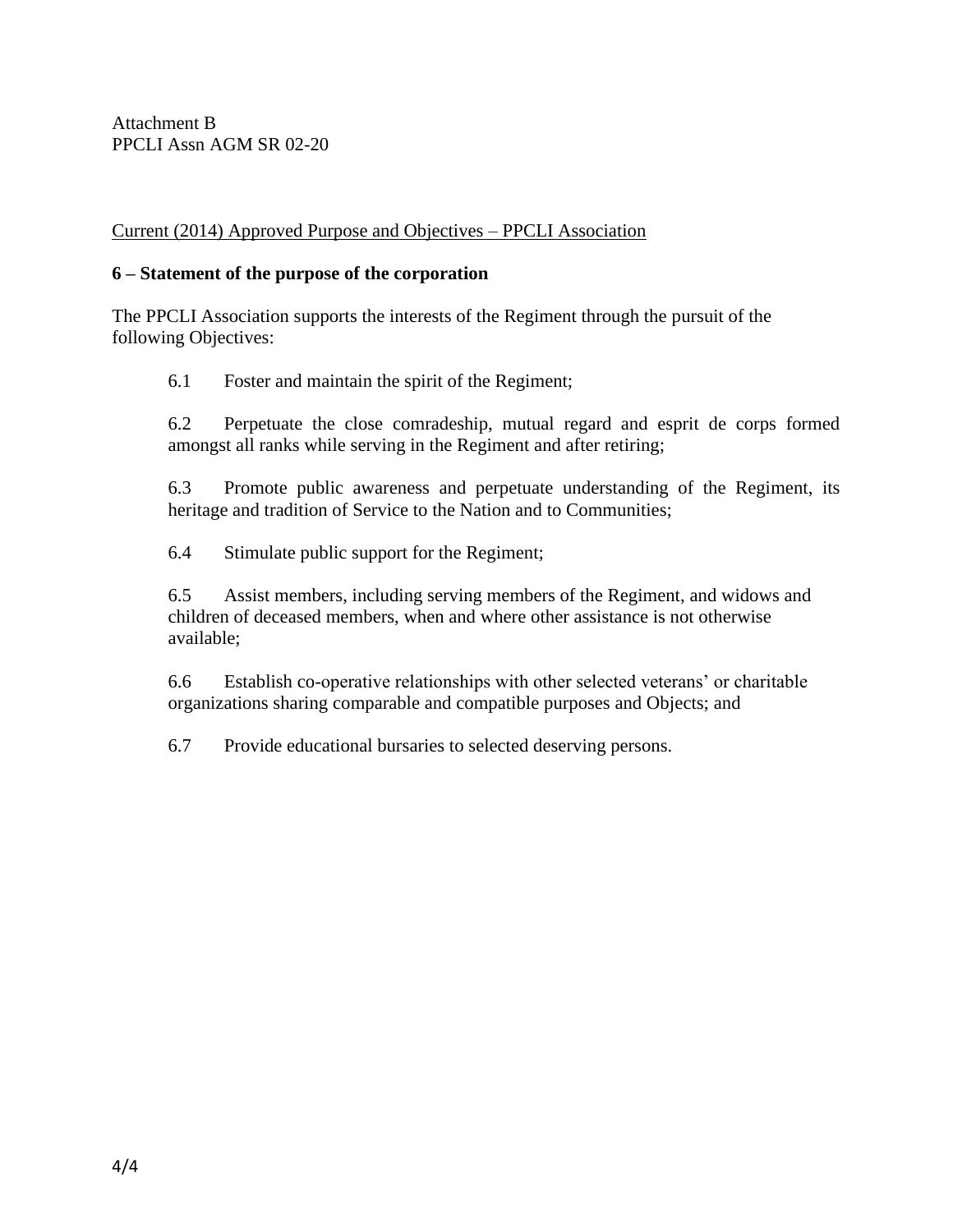Attachment B
PPCLI Assn AGM SR 02-20

Current (2014) Approved Purpose and Objectives – PPCLI Association

**6 – Statement of the purpose of the corporation**

The PPCLI Association supports the interests of the Regiment through the pursuit of the following Objectives:

6.1 Foster and maintain the spirit of the Regiment;

6.2 Perpetuate the close comradeship, mutual regard and esprit de corps formed amongst all ranks while serving in the Regiment and after retiring;

6.3 Promote public awareness and perpetuate understanding of the Regiment, its heritage and tradition of Service to the Nation and to Communities;

6.4 Stimulate public support for the Regiment;

6.5 Assist members, including serving members of the Regiment, and widows and children of deceased members, when and where other assistance is not otherwise available;

6.6 Establish co-operative relationships with other selected veterans' or charitable organizations sharing comparable and compatible purposes and Objects; and

6.7 Provide educational bursaries to selected deserving persons.